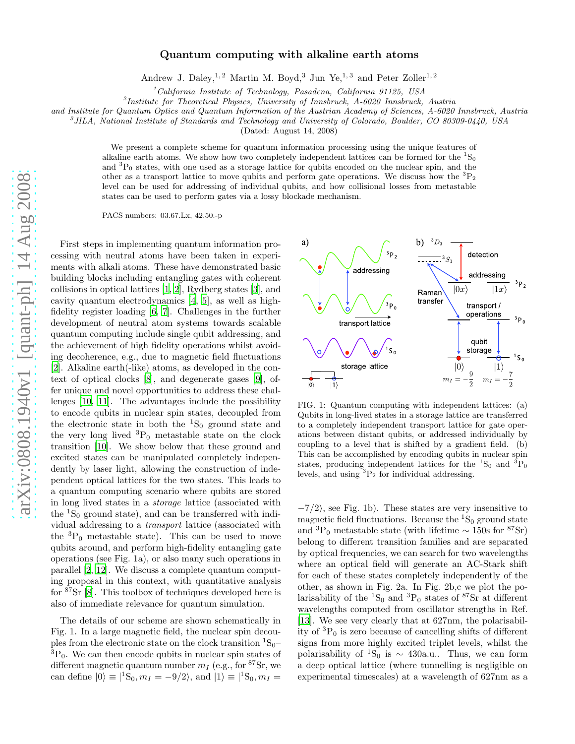# Quantum computing with alkaline earth atoms

Andrew J. Daley,[1,2] Martin M. Boyd,[3] Jun Ye,[1,3] and Peter Zoller[1,2]

[1] *California Institute of Technology, Pasadena, California 91125, USA*

[2] *Institute for Theoretical Physics, University of Innsbruck, A-6020 Innsbruck, Austria and Institute for Quantum Optics and Quantum Information of the Austrian Academy of Sciences, A-6020 Innsbruck, Austria*

[3] *JILA, National Institute of Standards and Technology and University of Colorado, Boulder, CO 80309-0440, USA*

(Dated: August 14, 2008)

We present a complete scheme for quantum information processing using the unique features of alkaline earth atoms. We show how two completely independent lattices can be formed for the $^1$S$_0$ and $^3$P$_0$ states, with one used as a storage lattice for qubits encoded on the nuclear spin, and the other as a transport lattice to move qubits and perform gate operations. We discuss how the $^3$P$_2$ level can be used for addressing of individual qubits, and how collisional losses from metastable states can be used to perform gates via a lossy blockade mechanism.

PACS numbers: 03.67.Lx, 42.50.-p

First steps in implementing quantum information processing with neutral atoms have been taken in experiments with alkali atoms. These have demonstrated basic building blocks including entangling gates with coherent collisions in optical lattices [1, 2], Rydberg states [3], and cavity quantum electrodynamics [4, 5], as well as high-fidelity register loading [6, 7]. Challenges in the further development of neutral atom systems towards scalable quantum computing include single qubit addressing, and the achievement of high fidelity operations whilst avoiding decoherence, e.g., due to magnetic field fluctuations [2]. Alkaline earth(-like) atoms, as developed in the context of optical clocks [8], and degenerate gases [9], offer unique and novel opportunities to address these challenges [10, 11]. The advantages include the possibility to encode qubits in nuclear spin states, decoupled from the electronic state in both the $^1$S$_0$ ground state and the very long lived $^3$P$_0$ metastable state on the clock transition [10]. We show below that these ground and excited states can be manipulated completely independently by laser light, allowing the construction of independent optical lattices for the two states. This leads to a quantum computing scenario where qubits are stored in long lived states in a *storage* lattice (associated with the $^1$S$_0$ ground state), and can be transferred with individual addressing to a *transport* lattice (associated with the $^3$P$_0$ metastable state). This can be used to move qubits around, and perform high-fidelity entangling gate operations (see Fig. 1a), or also many such operations in parallel [2, 12]. We discuss a complete quantum computing proposal in this context, with quantitative analysis for $^{87}$Sr [8]. This toolbox of techniques developed here is also of immediate relevance for quantum simulation.

The details of our scheme are shown schematically in Fig. 1. In a large magnetic field, the nuclear spin decouples from the electronic state on the clock transition $^1$S$_0$–$^3$P$_0$. We can then encode qubits in nuclear spin states of different magnetic quantum number $m_I$ (e.g., for $^{87}$Sr, we can define $|0\rangle \equiv |^1\mathrm{S}_0, m_I = -9/2\rangle$, and $|1\rangle \equiv |^1\mathrm{S}_0, m_I = -7/2\rangle$, see Fig. 1b). These states are very insensitive to magnetic field fluctuations. Because the $^1$S$_0$ ground state and $^3$P$_0$ metastable state (with lifetime $\sim$ 150s for $^{87}$Sr) belong to different transition families and are separated by optical frequencies, we can search for two wavelengths where an optical field will generate an AC-Stark shift for each of these states completely independently of the other, as shown in Fig. 2a. In Fig. 2b,c we plot the polarisability of the $^1$S$_0$ and $^3$P$_0$ states of $^{87}$Sr at different wavelengths computed from oscillator strengths in Ref. [13]. We see very clearly that at 627nm, the polarisability of $^3$P$_0$ is zero because of cancelling shifts of different signs from more highly excited triplet levels, whilst the polarisability of $^1$S$_0$ is $\sim$ 430a.u.. Thus, we can form a deep optical lattice (where tunnelling is negligible on experimental timescales) at a wavelength of 627nm as a

FIG. 1: Quantum computing with independent lattices: (a) Qubits in long-lived states in a storage lattice are transferred to a completely independent transport lattice for gate operations between distant qubits, or addressed individually by coupling to a level that is shifted by a gradient field. (b) This can be accomplished by encoding qubits in nuclear spin states, producing independent lattices for the $^1$S$_0$ and $^3$P$_0$ levels, and using $^3$P$_2$ for individual addressing.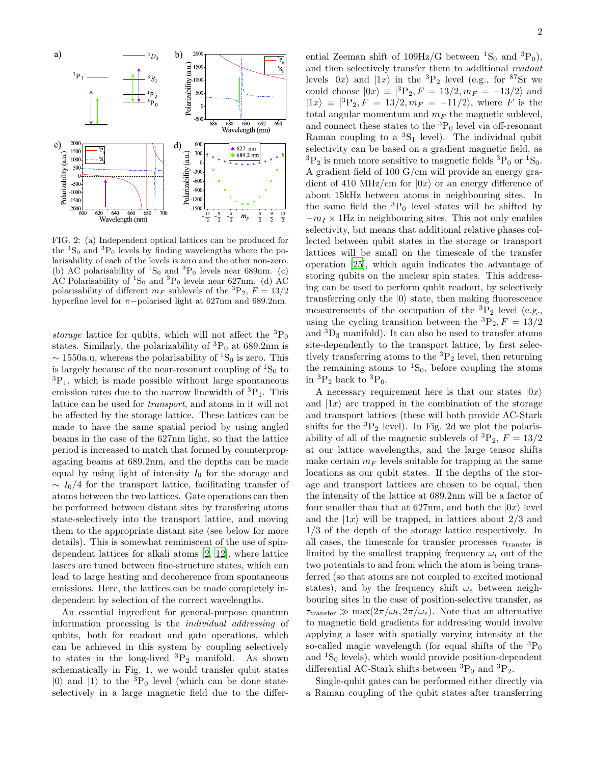FIG. 2: (a) Independent optical lattices can be produced for the $^1$S$_0$ and $^3$P$_0$ levels by finding wavelengths where the polarisability of each of the levels is zero and the other non-zero. (b) AC polarisability of $^1$S$_0$ and $^3$P$_0$ levels near 689nm. (c) AC Polarisability of $^1$S$_0$ and $^3$P$_0$ levels near 627nm. (d) AC polarisability of different $m_F$ sublevels of the $^3$P$_2$, $F = 13/2$ hyperfine level for $\pi-$polarised light at 627nm and 689.2nm.

*storage* lattice for qubits, which will not affect the $^3$P$_0$ states. Similarly, the polarizability of $^3$P$_0$ at 689.2nm is $\sim 1550$a.u, whereas the polarisability of $^1$S$_0$ is zero. This is largely because of the near-resonant coupling of $^1$S$_0$ to $^3$P$_1$, which is made possible without large spontaneous emission rates due to the narrow linewidth of $^3$P$_1$. This lattice can be used for *transport*, and atoms in it will not be affected by the storage lattice. These lattices can be made to have the same spatial period by using angled beams in the case of the 627nm light, so that the lattice period is increased to match that formed by counterpropagating beams at 689.2nm, and the depths can be made equal by using light of intensity $I_0$ for the storage and $\sim I_0/4$ for the transport lattice, facilitating transfer of atoms between the two lattices. Gate operations can then be performed between distant sites by transfering atoms state-selectively into the transport lattice, and moving them to the appropriate distant site (see below for more details). This is somewhat reminiscent of the use of spin-dependent lattices for alkali atoms [2, 12], where lattice lasers are tuned between fine-structure states, which can lead to large heating and decoherence from spontaneous emissions. Here, the lattices can be made completely independent by selection of the correct wavelengths.

An essential ingredient for general-purpose quantum information processing is the *individual addressing* of qubits, both for readout and gate operations, which can be achieved in this system by coupling selectively to states in the long-lived $^3$P$_2$ manifold. As shown schematically in Fig. 1, we would transfer qubit states $|0\rangle$ and $|1\rangle$ to the $^3$P$_0$ level (which can be done state-selectively in a large magnetic field due to the differential Zeeman shift of 109Hz/G between $^1$S$_0$ and $^3$P$_0$), and then selectively transfer them to additional *readout* levels $|0x\rangle$ and $|1x\rangle$ in the $^3$P$_2$ level (e.g., for $^{87}$Sr we could choose $|0x\rangle \equiv |^3\text{P}_2, F = 13/2, m_F = -13/2\rangle$ and $|1x\rangle \equiv |^3\text{P}_2, F = 13/2, m_F = -11/2\rangle$, where $F$ is the total angular momentum and $m_F$ the magnetic sublevel, and connect these states to the $^3$P$_0$ level via off-resonant Raman coupling to a $^3$S$_1$ level). The individual qubit selectivity can be based on a gradient magnetic field, as $^3$P$_2$ is much more sensitive to magnetic fields $^3$P$_0$ or $^1$S$_0$. A gradient field of 100 G/cm will provide an energy gradient of 410 MHz/cm for $|0x\rangle$ or an energy difference of about 15kHz between atoms in neighbouring sites. In the same field the $^3$P$_0$ level states will be shifted by $-m_I \times 1$Hz in neighbouring sites. This not only enables selectivity, but means that additional relative phases collected between qubit states in the storage or transport lattices will be small on the timescale of the transfer operation [25], which again indicates the advantage of storing qubits on the nuclear spin states. This addressing can be used to perform qubit readout, by selectively transferring only the $|0\rangle$ state, then making fluorescence measurements of the occupation of the $^3$P$_2$ level (e.g., using the cycling transition between the $^3$P$_2, F = 13/2$ and $^3$D$_3$ manifold). It can also be used to transfer atoms site-dependently to the transport lattice, by first selectively transferring atoms to the $^3$P$_2$ level, then returning the remaining atoms to $^1$S$_0$, before coupling the atoms in $^3$P$_2$ back to $^3$P$_0$.

A necessary requirement here is that our states $|0x\rangle$ and $|1x\rangle$ are trapped in the combination of the storage and transport lattices (these will both provide AC-Stark shifts for the $^3$P$_2$ level). In Fig. 2d we plot the polarisability of all of the magnetic sublevels of $^3$P$_2$, $F = 13/2$ at our lattice wavelengths, and the large tensor shifts make certain $m_F$ levels suitable for trapping at the same locations as our qubit states. If the depths of the storage and transport lattices are chosen to be equal, then the intensity of the lattice at 689.2nm will be a factor of four smaller than that at 627nm, and both the $|0x\rangle$ level and the $|1x\rangle$ will be trapped, in lattices about 2/3 and 1/3 of the depth of the storage lattice respectively. In all cases, the timescale for transfer processes $\tau_{\text{transfer}}$ is limited by the smallest trapping frequency $\omega_t$ out of the two potentials to and from which the atom is being transferred (so that atoms are not coupled to excited motional states), and by the frequency shift $\omega_e$ between neighbouring sites in the case of position-selective transfer, as $\tau_{\text{transfer}} \gg \max(2\pi/\omega_t, 2\pi/\omega_e)$. Note that an alternative to magnetic field gradients for addressing would involve applying a laser with spatially varying intensity at the so-called magic wavelength (for equal shifts of the $^3$P$_0$ and $^1$S$_0$ levels), which would provide position-dependent differential AC-Stark shifts between $^3$P$_0$ and $^3$P$_2$.

Single-qubit gates can be performed either directly via a Raman coupling of the qubit states after transferring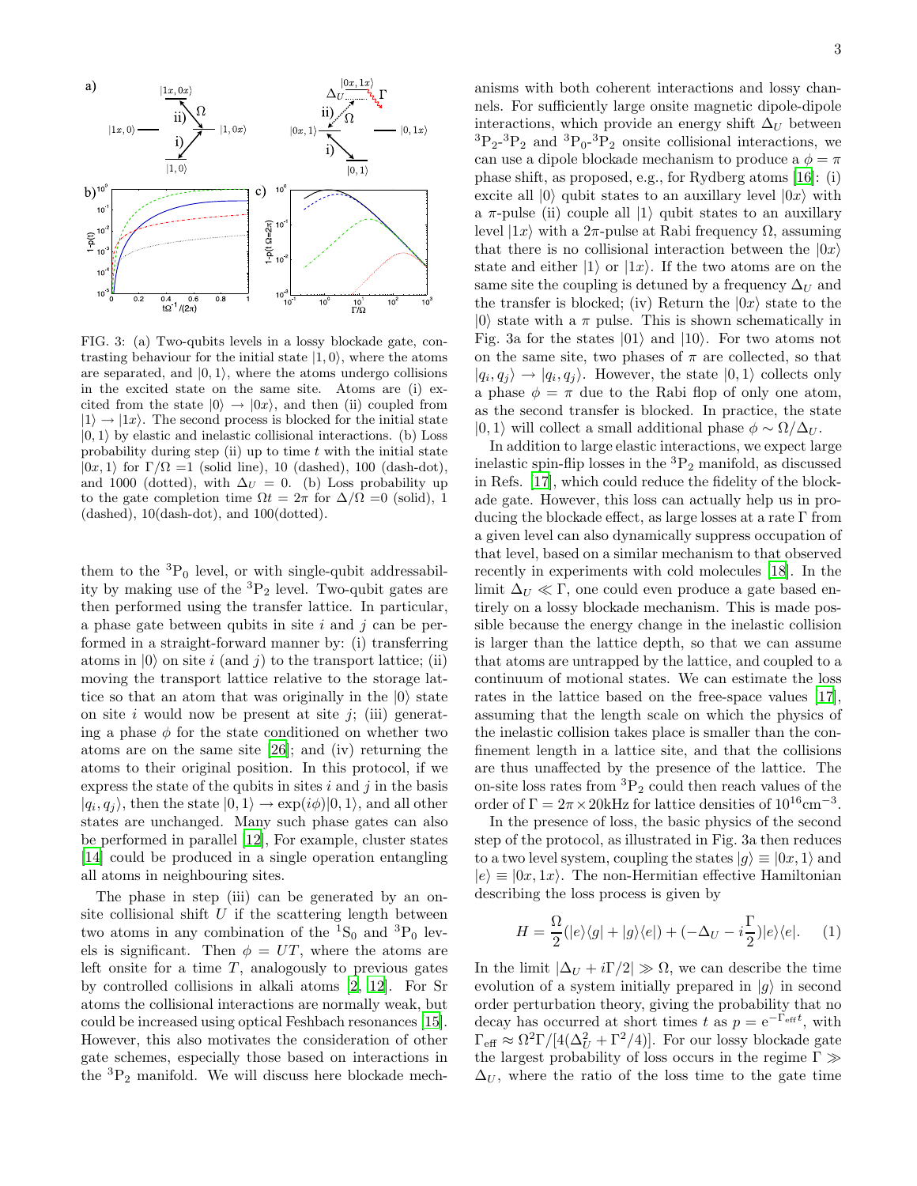FIG. 3: (a) Two-qubits levels in a lossy blockade gate, contrasting behaviour for the initial state $|1,0\rangle$, where the atoms are separated, and $|0,1\rangle$, where the atoms undergo collisions in the excited state on the same site. Atoms are (i) excited from the state $|0\rangle \rightarrow |0x\rangle$, and then (ii) coupled from $|1\rangle \rightarrow |1x\rangle$. The second process is blocked for the initial state $|0,1\rangle$ by elastic and inelastic collisional interactions. (b) Loss probability during step (ii) up to time $t$ with the initial state $|0x,1\rangle$ for $\Gamma/\Omega$ =1 (solid line), 10 (dashed), 100 (dash-dot), and 1000 (dotted), with $\Delta_U = 0$. (b) Loss probability up to the gate completion time $\Omega t = 2\pi$ for $\Delta/\Omega$ =0 (solid), 1 (dashed), 10(dash-dot), and 100(dotted).

them to the $^3$P$_0$ level, or with single-qubit addressability by making use of the $^3$P$_2$ level. Two-qubit gates are then performed using the transfer lattice. In particular, a phase gate between qubits in site $i$ and $j$ can be performed in a straight-forward manner by: (i) transferring atoms in $|0\rangle$ on site $i$ (and $j$) to the transport lattice; (ii) moving the transport lattice relative to the storage lattice so that an atom that was originally in the $|0\rangle$ state on site $i$ would now be present at site $j$; (iii) generating a phase $\phi$ for the state conditioned on whether two atoms are on the same site [26]; and (iv) returning the atoms to their original position. In this protocol, if we express the state of the qubits in sites $i$ and $j$ in the basis $|q_i, q_j\rangle$, then the state $|0,1\rangle \rightarrow \exp(i\phi)|0,1\rangle$, and all other states are unchanged. Many such phase gates can also be performed in parallel [12], For example, cluster states [14] could be produced in a single operation entangling all atoms in neighbouring sites.

The phase in step (iii) can be generated by an onsite collisional shift $U$ if the scattering length between two atoms in any combination of the $^1$S$_0$ and $^3$P$_0$ levels is significant. Then $\phi = UT$, where the atoms are left onsite for a time $T$, analogously to previous gates by controlled collisions in alkali atoms [2, 12]. For Sr atoms the collisional interactions are normally weak, but could be increased using optical Feshbach resonances [15]. However, this also motivates the consideration of other gate schemes, especially those based on interactions in the $^3$P$_2$ manifold. We will discuss here blockade mechanisms with both coherent interactions and lossy channels. For sufficiently large onsite magnetic dipole-dipole interactions, which provide an energy shift $\Delta_U$ between $^3$P$_2$-$^3$P$_2$ and $^3$P$_0$-$^3$P$_2$ onsite collisional interactions, we can use a dipole blockade mechanism to produce a $\phi = \pi$ phase shift, as proposed, e.g., for Rydberg atoms [16]: (i) excite all $|0\rangle$ qubit states to an auxillary level $|0x\rangle$ with a $\pi$-pulse (ii) couple all $|1\rangle$ qubit states to an auxillary level $|1x\rangle$ with a $2\pi$-pulse at Rabi frequency $\Omega$, assuming that there is no collisional interaction between the $|0x\rangle$ state and either $|1\rangle$ or $|1x\rangle$. If the two atoms are on the same site the coupling is detuned by a frequency $\Delta_U$ and the transfer is blocked; (iv) Return the $|0x\rangle$ state to the $|0\rangle$ state with a $\pi$ pulse. This is shown schematically in Fig. 3a for the states $|01\rangle$ and $|10\rangle$. For two atoms not on the same site, two phases of $\pi$ are collected, so that $|q_i, q_j\rangle \rightarrow |q_i, q_j\rangle$. However, the state $|0,1\rangle$ collects only a phase $\phi = \pi$ due to the Rabi flop of only one atom, as the second transfer is blocked. In practice, the state $|0,1\rangle$ will collect a small additional phase $\phi \sim \Omega/\Delta_U$.

In addition to large elastic interactions, we expect large inelastic spin-flip losses in the $^3$P$_2$ manifold, as discussed in Refs. [17], which could reduce the fidelity of the blockade gate. However, this loss can actually help us in producing the blockade effect, as large losses at a rate $\Gamma$ from a given level can also dynamically suppress occupation of that level, based on a similar mechanism to that observed recently in experiments with cold molecules [18]. In the limit $\Delta_U \ll \Gamma$, one could even produce a gate based entirely on a lossy blockade mechanism. This is made possible because the energy change in the inelastic collision is larger than the lattice depth, so that we can assume that atoms are untrapped by the lattice, and coupled to a continuum of motional states. We can estimate the loss rates in the lattice based on the free-space values [17], assuming that the length scale on which the physics of the inelastic collision takes place is smaller than the confinement length in a lattice site, and that the collisions are thus unaffected by the presence of the lattice. The on-site loss rates from $^3$P$_2$ could then reach values of the order of $\Gamma = 2\pi \times 20$kHz for lattice densities of $10^{16}$cm$^{-3}$.

In the presence of loss, the basic physics of the second step of the protocol, as illustrated in Fig. 3a then reduces to a two level system, coupling the states $|g\rangle \equiv |0x, 1\rangle$ and $|e\rangle \equiv |0x, 1x\rangle$. The non-Hermitian effective Hamiltonian describing the loss process is given by

$$H = \frac{\Omega}{2}(|e\rangle\langle g| + |g\rangle\langle e|) + (-\Delta_U - i\frac{\Gamma}{2})|e\rangle\langle e|. \quad (1)$$

In the limit $|\Delta_U + i\Gamma/2| \gg \Omega$, we can describe the time evolution of a system initially prepared in $|g\rangle$ in second order perturbation theory, giving the probability that no decay has occurred at short times $t$ as $p = e^{-\Gamma_{\rm eff} t}$, with $\Gamma_{\rm eff} \approx \Omega^2\Gamma/[4(\Delta_U^2 + \Gamma^2/4)]$. For our lossy blockade gate the largest probability of loss occurs in the regime $\Gamma \gg \Delta_U$, where the ratio of the loss time to the gate time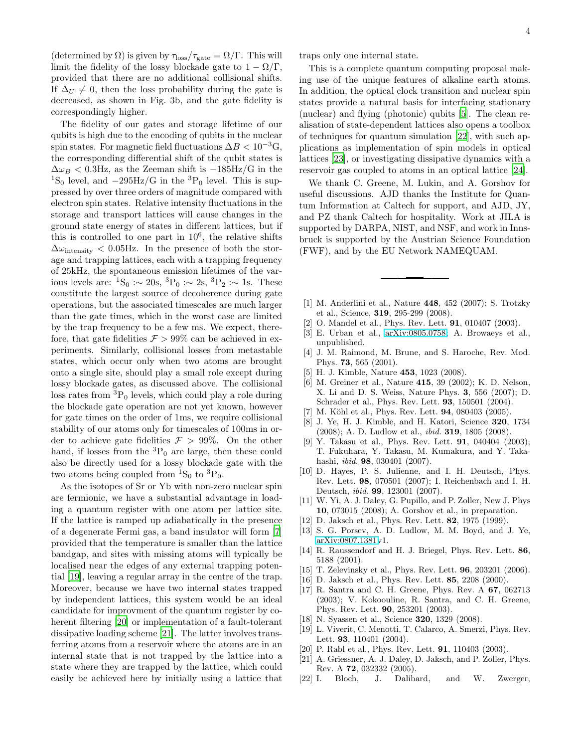(determined by $\Omega$) is given by $\tau_{\rm loss}/\tau_{\rm gate} = \Omega/\Gamma$. This will limit the fidelity of the lossy blockade gate to $1 - \Omega/\Gamma$, provided that there are no additional collisional shifts. If $\Delta_U \neq 0$, then the loss probability during the gate is decreased, as shown in Fig. 3b, and the gate fidelity is correspondingly higher.

The fidelity of our gates and storage lifetime of our qubits is high due to the encoding of qubits in the nuclear spin states. For magnetic field fluctuations $\Delta B < 10^{-3}$G, the corresponding differential shift of the qubit states is $\Delta\omega_B < 0.3$Hz, as the Zeeman shift is $-185$Hz/G in the $^1$S$_0$ level, and $-295$Hz/G in the $^3$P$_0$ level. This is suppressed by over three orders of magnitude compared with electron spin states. Relative intensity fluctuations in the storage and transport lattices will cause changes in the ground state energy of states in different lattices, but if this is controlled to one part in $10^6$, the relative shifts $\Delta\omega_{\rm intensity} < 0.05$Hz. In the presence of both the storage and trapping lattices, each with a trapping frequency of 25kHz, the spontaneous emission lifetimes of the various levels are: $^1$S$_0$ :$\sim$ 20s, $^3$P$_0$ :$\sim$ 2s, $^3$P$_2$ :$\sim$ 1s. These constitute the largest source of decoherence during gate operations, but the associated timescales are much larger than the gate times, which in the worst case are limited by the trap frequency to be a few ms. We expect, therefore, that gate fidelities $\mathcal{F} > 99\%$ can be achieved in experiments. Similarly, collisional losses from metastable states, which occur only when two atoms are brought onto a single site, should play a small role except during lossy blockade gates, as discussed above. The collisional loss rates from $^3$P$_0$ levels, which could play a role during the blockade gate operation are not yet known, however for gate times on the order of 1ms, we require collisional stability of our atoms only for timescales of 100ms in order to achieve gate fidelities $\mathcal{F} > 99\%$. On the other hand, if losses from the $^3$P$_0$ are large, then these could also be directly used for a lossy blockade gate with the two atoms being coupled from $^1$S$_0$ to $^3$P$_0$.

As the isotopes of Sr or Yb with non-zero nuclear spin are fermionic, we have a substantial advantage in loading a quantum register with one atom per lattice site. If the lattice is ramped up adiabatically in the presence of a degenerate Fermi gas, a band insulator will form [7] provided that the temperature is smaller than the lattice bandgap, and sites with missing atoms will typically be localised near the edges of any external trapping potential [19], leaving a regular array in the centre of the trap. Moreover, because we have two internal states trapped by independent lattices, this system would be an ideal candidate for improvment of the quantum register by coherent filtering [20] or implementation of a fault-tolerant dissipative loading scheme [21]. The latter involves transferring atoms from a reservoir where the atoms are in an internal state that is not trapped by the lattice into a state where they are trapped by the lattice, which could easily be achieved here by initially using a lattice that traps only one internal state.

This is a complete quantum computing proposal making use of the unique features of alkaline earth atoms. In addition, the optical clock transition and nuclear spin states provide a natural basis for interfacing stationary (nuclear) and flying (photonic) qubits [5]. The clean realisation of state-dependent lattices also opens a toolbox of techniques for quantum simulation [22], with such applications as implementation of spin models in optical lattices [23], or investigating dissipative dynamics with a reservoir gas coupled to atoms in an optical lattice [24].

We thank C. Greene, M. Lukin, and A. Gorshov for useful discussions. AJD thanks the Institute for Quantum Information at Caltech for support, and AJD, JY, and PZ thank Caltech for hospitality. Work at JILA is supported by DARPA, NIST, and NSF, and work in Innsbruck is supported by the Austrian Science Foundation (FWF), and by the EU Network NAMEQUAM.

---

[1] M. Anderlini et al., Nature **448**, 452 (2007); S. Trotzky et al., Science, **319**, 295-299 (2008).
[2] O. Mandel et al., Phys. Rev. Lett. **91**, 010407 (2003).
[3] E. Urban et al., arXiv:0805.0758; A. Browaeys et al., unpublished.
[4] J. M. Raimond, M. Brune, and S. Haroche, Rev. Mod. Phys. **73**, 565 (2001).
[5] H. J. Kimble, Nature **453**, 1023 (2008).
[6] M. Greiner et al., Nature **415**, 39 (2002); K. D. Nelson, X. Li and D. S. Weiss, Nature Phys. **3**, 556 (2007); D. Schrader et al., Phys. Rev. Lett. **93**, 150501 (2004).
[7] M. Köhl et al., Phys. Rev. Lett. **94**, 080403 (2005).
[8] J. Ye, H. J. Kimble, and H. Katori, Science **320**, 1734 (2008); A. D. Ludlow et al., *ibid.* **319**, 1805 (2008).
[9] Y. Takasu et al., Phys. Rev. Lett. **91**, 040404 (2003); T. Fukuhara, Y. Takasu, M. Kumakura, and Y. Takahashi, *ibid.* **98**, 030401 (2007).
[10] D. Hayes, P. S. Julienne, and I. H. Deutsch, Phys. Rev. Lett. **98**, 070501 (2007); I. Reichenbach and I. H. Deutsch, *ibid.* **99**, 123001 (2007).
[11] W. Yi, A. J. Daley, G. Pupillo, and P. Zoller, New J. Phys **10**, 073015 (2008); A. Gorshov et al., in preparation.
[12] D. Jaksch et al., Phys. Rev. Lett. **82**, 1975 (1999).
[13] S. G. Porsev, A. D. Ludlow, M. M. Boyd, and J. Ye, arXiv:0807.1381v1.
[14] R. Raussendorf and H. J. Briegel, Phys. Rev. Lett. **86**, 5188 (2001).
[15] T. Zelevinsky et al., Phys. Rev. Lett. **96**, 203201 (2006).
[16] D. Jaksch et al., Phys. Rev. Lett. **85**, 2208 (2000).
[17] R. Santra and C. H. Greene, Phys. Rev. A **67**, 062713 (2003); V. Kokoouline, R. Santra, and C. H. Greene, Phys. Rev. Lett. **90**, 253201 (2003).
[18] N. Syassen et al., Science **320**, 1329 (2008).
[19] L. Viverit, C. Menotti, T. Calarco, A. Smerzi, Phys. Rev. Lett. **93**, 110401 (2004).
[20] P. Rabl et al., Phys. Rev. Lett. **91**, 110403 (2003).
[21] A. Griessner, A. J. Daley, D. Jaksch, and P. Zoller, Phys. Rev. A **72**, 032332 (2005).
[22] I. Bloch, J. Dalibard, and W. Zwerger,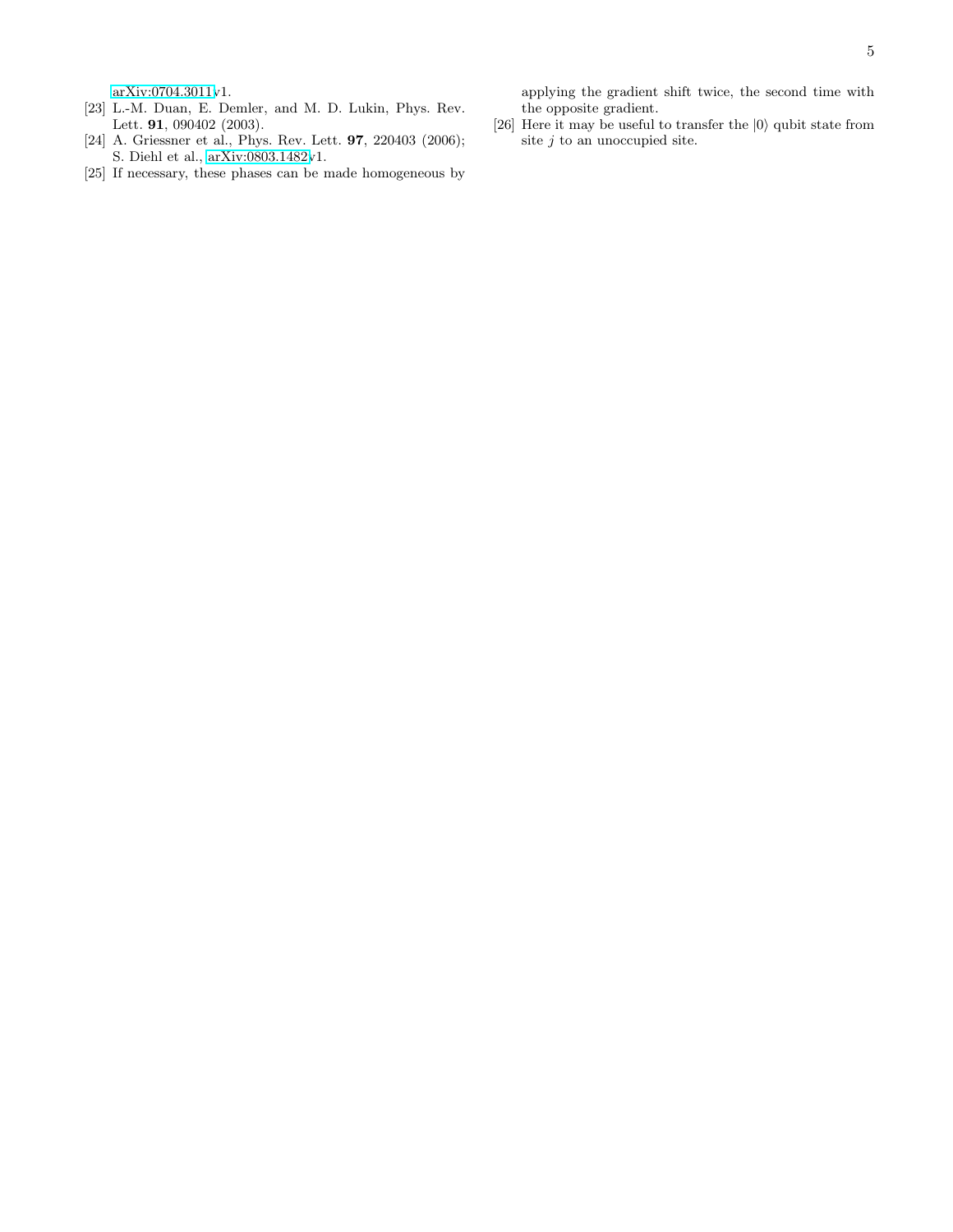arXiv:0704.3011v1.

[23] L.-M. Duan, E. Demler, and M. D. Lukin, Phys. Rev. Lett. **91**, 090402 (2003).

[24] A. Griessner et al., Phys. Rev. Lett. **97**, 220403 (2006); S. Diehl et al., arXiv:0803.1482v1.

[25] If necessary, these phases can be made homogeneous by applying the gradient shift twice, the second time with the opposite gradient.

[26] Here it may be useful to transfer the $|0\rangle$ qubit state from site $j$ to an unoccupied site.